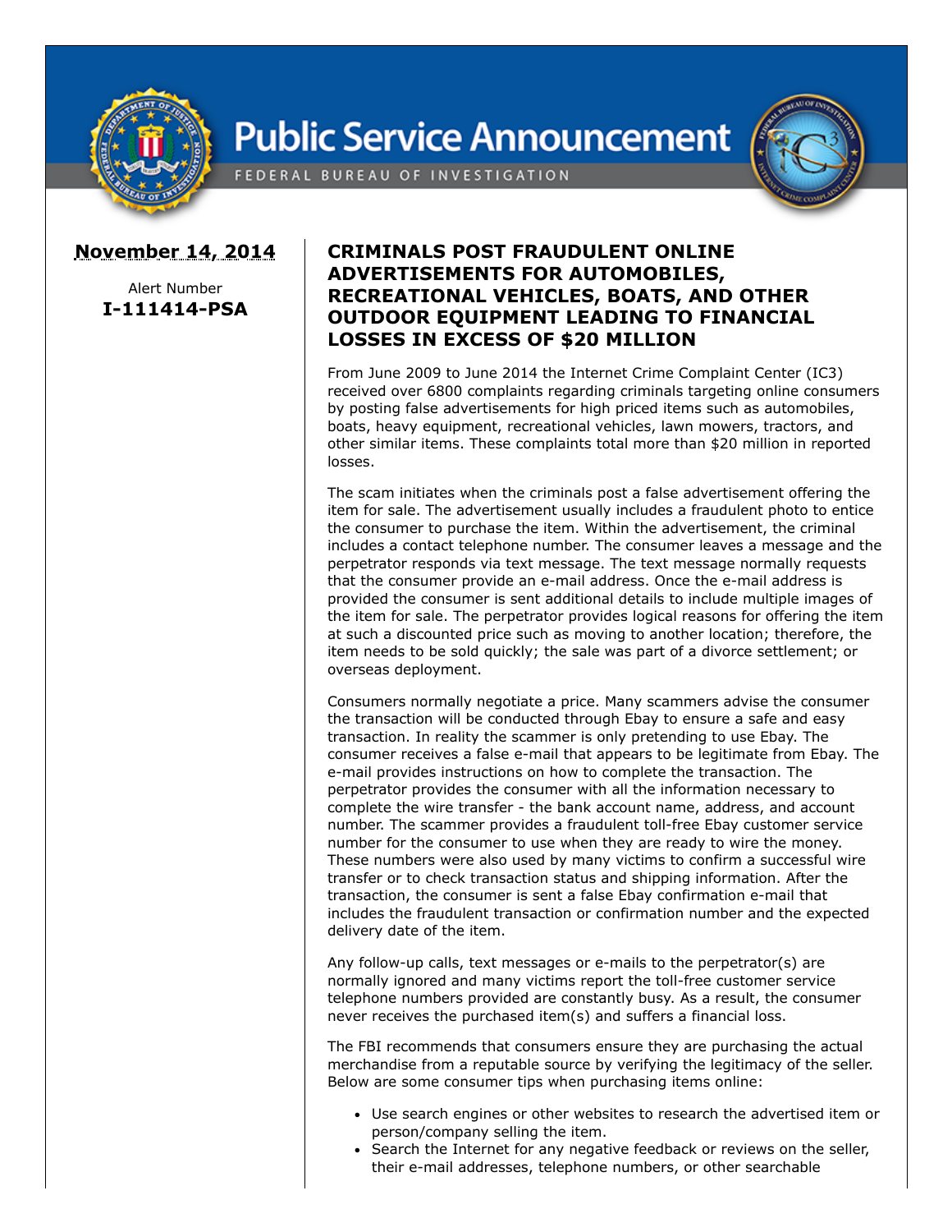# Public Service Announcement

FEDERAL BUREAU OF INVESTIGATION

**November 14, 2014**

Alert Number
**I-111414-PSA**

## CRIMINALS POST FRAUDULENT ONLINE ADVERTISEMENTS FOR AUTOMOBILES, RECREATIONAL VEHICLES, BOATS, AND OTHER OUTDOOR EQUIPMENT LEADING TO FINANCIAL LOSSES IN EXCESS OF $20 MILLION

From June 2009 to June 2014 the Internet Crime Complaint Center (IC3) received over 6800 complaints regarding criminals targeting online consumers by posting false advertisements for high priced items such as automobiles, boats, heavy equipment, recreational vehicles, lawn mowers, tractors, and other similar items. These complaints total more than $20 million in reported losses.

The scam initiates when the criminals post a false advertisement offering the item for sale. The advertisement usually includes a fraudulent photo to entice the consumer to purchase the item. Within the advertisement, the criminal includes a contact telephone number. The consumer leaves a message and the perpetrator responds via text message. The text message normally requests that the consumer provide an e-mail address. Once the e-mail address is provided the consumer is sent additional details to include multiple images of the item for sale. The perpetrator provides logical reasons for offering the item at such a discounted price such as moving to another location; therefore, the item needs to be sold quickly; the sale was part of a divorce settlement; or overseas deployment.

Consumers normally negotiate a price. Many scammers advise the consumer the transaction will be conducted through Ebay to ensure a safe and easy transaction. In reality the scammer is only pretending to use Ebay. The consumer receives a false e-mail that appears to be legitimate from Ebay. The e-mail provides instructions on how to complete the transaction. The perpetrator provides the consumer with all the information necessary to complete the wire transfer - the bank account name, address, and account number. The scammer provides a fraudulent toll-free Ebay customer service number for the consumer to use when they are ready to wire the money. These numbers were also used by many victims to confirm a successful wire transfer or to check transaction status and shipping information. After the transaction, the consumer is sent a false Ebay confirmation e-mail that includes the fraudulent transaction or confirmation number and the expected delivery date of the item.

Any follow-up calls, text messages or e-mails to the perpetrator(s) are normally ignored and many victims report the toll-free customer service telephone numbers provided are constantly busy. As a result, the consumer never receives the purchased item(s) and suffers a financial loss.

The FBI recommends that consumers ensure they are purchasing the actual merchandise from a reputable source by verifying the legitimacy of the seller. Below are some consumer tips when purchasing items online:

- Use search engines or other websites to research the advertised item or person/company selling the item.
- Search the Internet for any negative feedback or reviews on the seller, their e-mail addresses, telephone numbers, or other searchable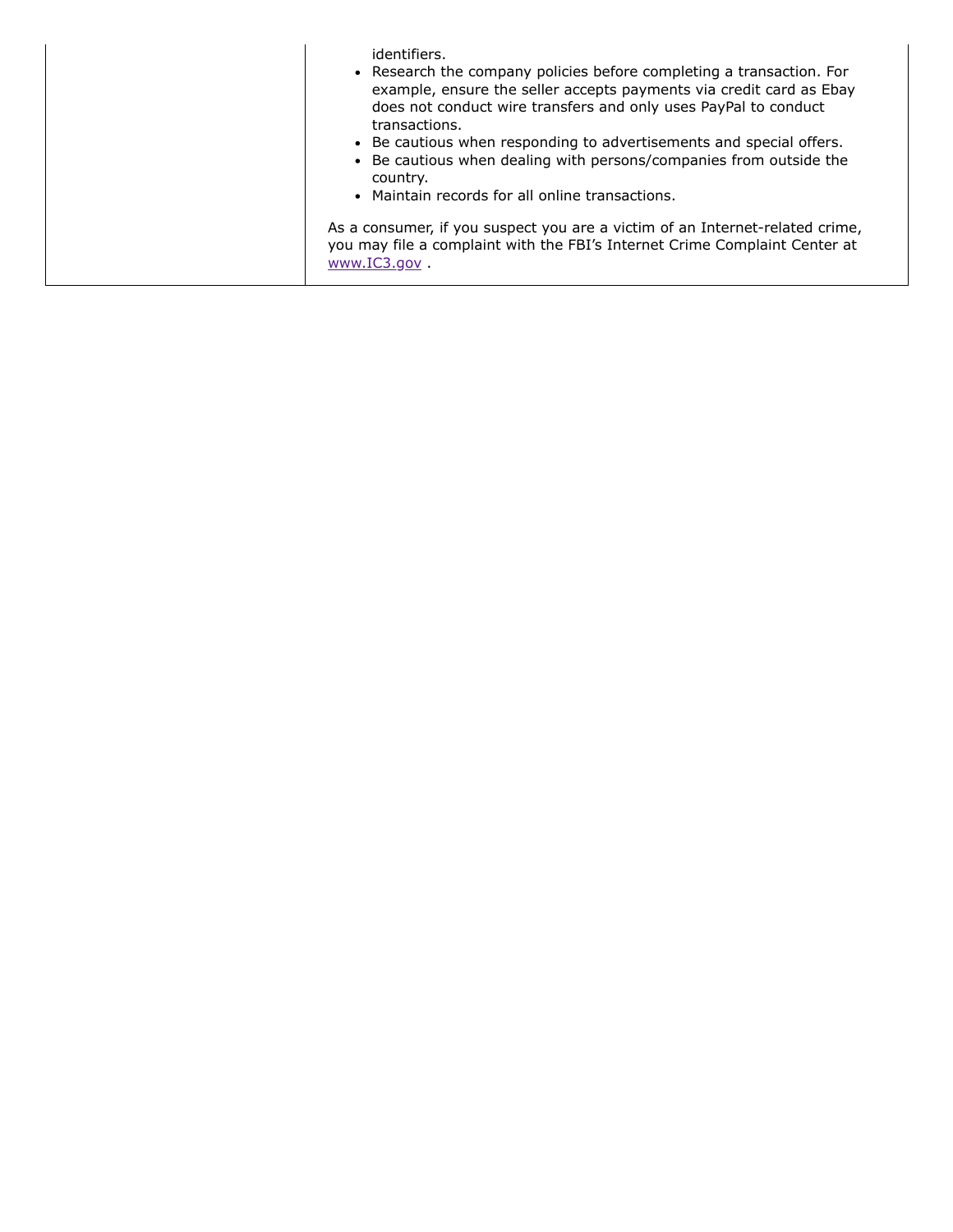identifiers.

- Research the company policies before completing a transaction. For example, ensure the seller accepts payments via credit card as Ebay does not conduct wire transfers and only uses PayPal to conduct transactions.
- Be cautious when responding to advertisements and special offers.
- Be cautious when dealing with persons/companies from outside the country.
- Maintain records for all online transactions.

As a consumer, if you suspect you are a victim of an Internet-related crime, you may file a complaint with the FBI's Internet Crime Complaint Center at www.IC3.gov .